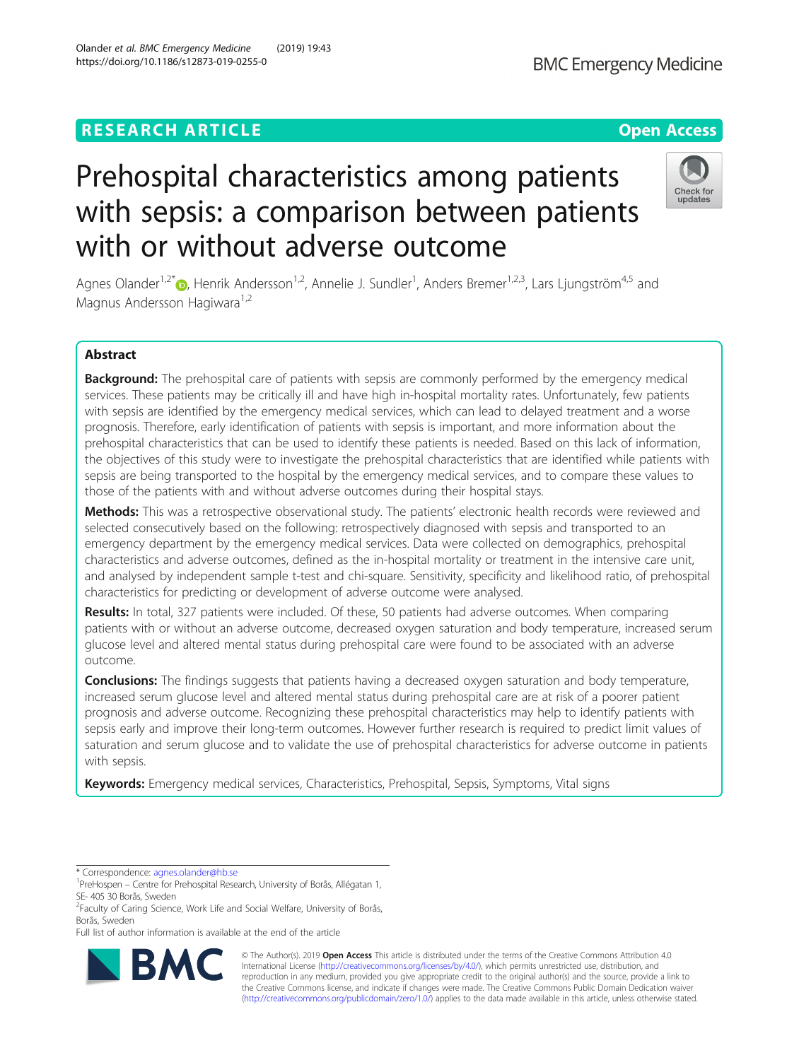RESEARCH ARTICLE

Open Access

# Prehospital characteristics among patients with sepsis: a comparison between patients with or without adverse outcome

Agnes Olander[1,2*], Henrik Andersson[1,2], Annelie J. Sundler[1], Anders Bremer[1,2,3], Lars Ljungström[4,5] and Magnus Andersson Hagiwara[1,2]

## Abstract

**Background:** The prehospital care of patients with sepsis are commonly performed by the emergency medical services. These patients may be critically ill and have high in-hospital mortality rates. Unfortunately, few patients with sepsis are identified by the emergency medical services, which can lead to delayed treatment and a worse prognosis. Therefore, early identification of patients with sepsis is important, and more information about the prehospital characteristics that can be used to identify these patients is needed. Based on this lack of information, the objectives of this study were to investigate the prehospital characteristics that are identified while patients with sepsis are being transported to the hospital by the emergency medical services, and to compare these values to those of the patients with and without adverse outcomes during their hospital stays.

**Methods:** This was a retrospective observational study. The patients' electronic health records were reviewed and selected consecutively based on the following: retrospectively diagnosed with sepsis and transported to an emergency department by the emergency medical services. Data were collected on demographics, prehospital characteristics and adverse outcomes, defined as the in-hospital mortality or treatment in the intensive care unit, and analysed by independent sample t-test and chi-square. Sensitivity, specificity and likelihood ratio, of prehospital characteristics for predicting or development of adverse outcome were analysed.

**Results:** In total, 327 patients were included. Of these, 50 patients had adverse outcomes. When comparing patients with or without an adverse outcome, decreased oxygen saturation and body temperature, increased serum glucose level and altered mental status during prehospital care were found to be associated with an adverse outcome.

**Conclusions:** The findings suggests that patients having a decreased oxygen saturation and body temperature, increased serum glucose level and altered mental status during prehospital care are at risk of a poorer patient prognosis and adverse outcome. Recognizing these prehospital characteristics may help to identify patients with sepsis early and improve their long-term outcomes. However further research is required to predict limit values of saturation and serum glucose and to validate the use of prehospital characteristics for adverse outcome in patients with sepsis.

**Keywords:** Emergency medical services, Characteristics, Prehospital, Sepsis, Symptoms, Vital signs

---

* Correspondence: agnes.olander@hb.se
[1]PreHospen – Centre for Prehospital Research, University of Borås, Allégatan 1, SE- 405 30 Borås, Sweden
[2]Faculty of Caring Science, Work Life and Social Welfare, University of Borås, Borås, Sweden
Full list of author information is available at the end of the article

© The Author(s). 2019 **Open Access** This article is distributed under the terms of the Creative Commons Attribution 4.0 International License (http://creativecommons.org/licenses/by/4.0/), which permits unrestricted use, distribution, and reproduction in any medium, provided you give appropriate credit to the original author(s) and the source, provide a link to the Creative Commons license, and indicate if changes were made. The Creative Commons Public Domain Dedication waiver (http://creativecommons.org/publicdomain/zero/1.0/) applies to the data made available in this article, unless otherwise stated.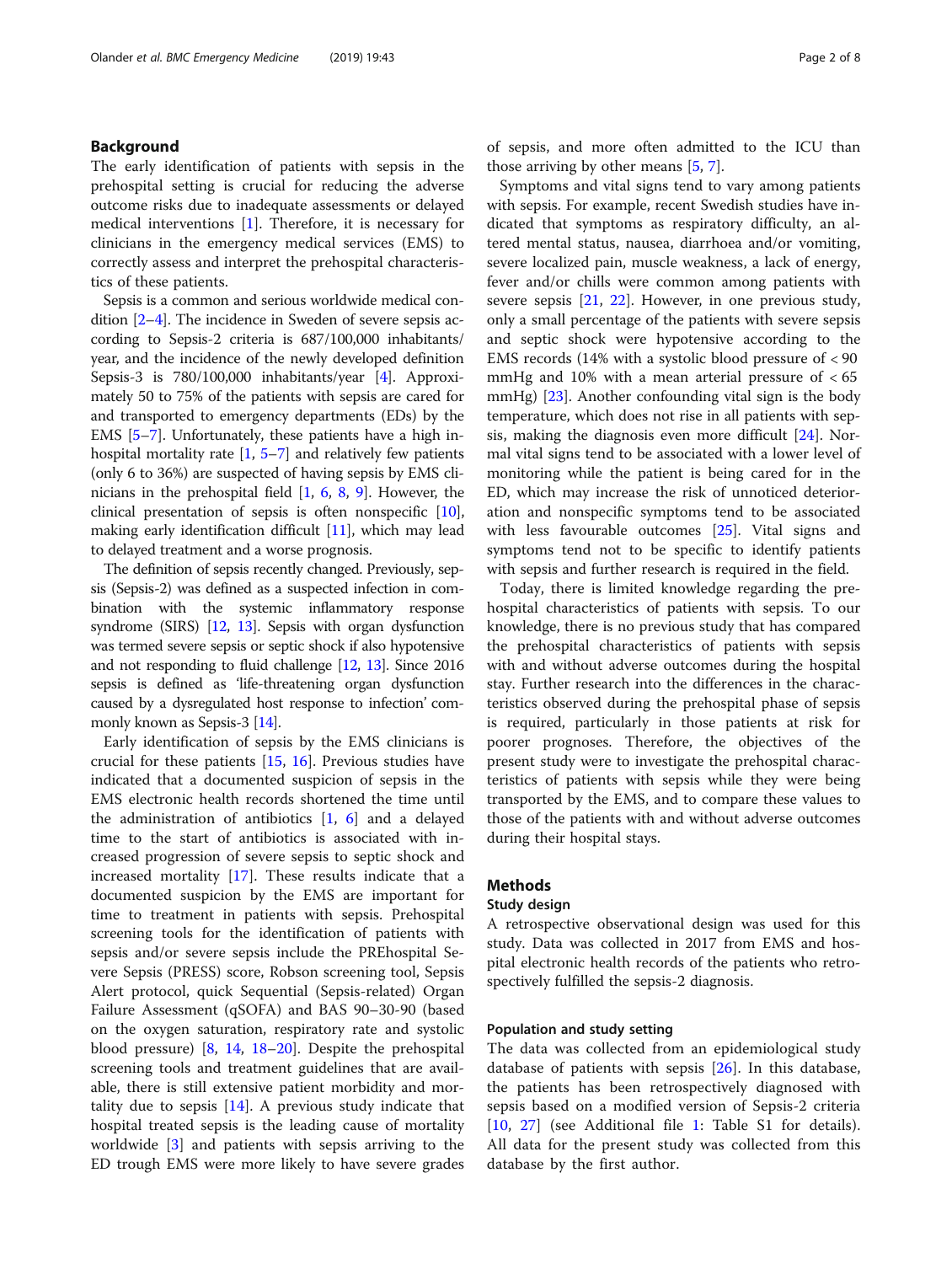## Background

The early identification of patients with sepsis in the prehospital setting is crucial for reducing the adverse outcome risks due to inadequate assessments or delayed medical interventions [1]. Therefore, it is necessary for clinicians in the emergency medical services (EMS) to correctly assess and interpret the prehospital characteristics of these patients.

Sepsis is a common and serious worldwide medical condition [2–4]. The incidence in Sweden of severe sepsis according to Sepsis-2 criteria is 687/100,000 inhabitants/year, and the incidence of the newly developed definition Sepsis-3 is 780/100,000 inhabitants/year [4]. Approximately 50 to 75% of the patients with sepsis are cared for and transported to emergency departments (EDs) by the EMS [5–7]. Unfortunately, these patients have a high inhospital mortality rate [1, 5–7] and relatively few patients (only 6 to 36%) are suspected of having sepsis by EMS clinicians in the prehospital field [1, 6, 8, 9]. However, the clinical presentation of sepsis is often nonspecific [10], making early identification difficult [11], which may lead to delayed treatment and a worse prognosis.

The definition of sepsis recently changed. Previously, sepsis (Sepsis-2) was defined as a suspected infection in combination with the systemic inflammatory response syndrome (SIRS) [12, 13]. Sepsis with organ dysfunction was termed severe sepsis or septic shock if also hypotensive and not responding to fluid challenge [12, 13]. Since 2016 sepsis is defined as 'life-threatening organ dysfunction caused by a dysregulated host response to infection' commonly known as Sepsis-3 [14].

Early identification of sepsis by the EMS clinicians is crucial for these patients [15, 16]. Previous studies have indicated that a documented suspicion of sepsis in the EMS electronic health records shortened the time until the administration of antibiotics [1, 6] and a delayed time to the start of antibiotics is associated with increased progression of severe sepsis to septic shock and increased mortality [17]. These results indicate that a documented suspicion by the EMS are important for time to treatment in patients with sepsis. Prehospital screening tools for the identification of patients with sepsis and/or severe sepsis include the PREhospital Severe Sepsis (PRESS) score, Robson screening tool, Sepsis Alert protocol, quick Sequential (Sepsis-related) Organ Failure Assessment (qSOFA) and BAS 90–30-90 (based on the oxygen saturation, respiratory rate and systolic blood pressure) [8, 14, 18–20]. Despite the prehospital screening tools and treatment guidelines that are available, there is still extensive patient morbidity and mortality due to sepsis [14]. A previous study indicate that hospital treated sepsis is the leading cause of mortality worldwide [3] and patients with sepsis arriving to the ED trough EMS were more likely to have severe grades of sepsis, and more often admitted to the ICU than those arriving by other means [5, 7].

Symptoms and vital signs tend to vary among patients with sepsis. For example, recent Swedish studies have indicated that symptoms as respiratory difficulty, an altered mental status, nausea, diarrhoea and/or vomiting, severe localized pain, muscle weakness, a lack of energy, fever and/or chills were common among patients with severe sepsis [21, 22]. However, in one previous study, only a small percentage of the patients with severe sepsis and septic shock were hypotensive according to the EMS records (14% with a systolic blood pressure of < 90 mmHg and 10% with a mean arterial pressure of < 65 mmHg) [23]. Another confounding vital sign is the body temperature, which does not rise in all patients with sepsis, making the diagnosis even more difficult [24]. Normal vital signs tend to be associated with a lower level of monitoring while the patient is being cared for in the ED, which may increase the risk of unnoticed deterioration and nonspecific symptoms tend to be associated with less favourable outcomes [25]. Vital signs and symptoms tend not to be specific to identify patients with sepsis and further research is required in the field.

Today, there is limited knowledge regarding the prehospital characteristics of patients with sepsis. To our knowledge, there is no previous study that has compared the prehospital characteristics of patients with sepsis with and without adverse outcomes during the hospital stay. Further research into the differences in the characteristics observed during the prehospital phase of sepsis is required, particularly in those patients at risk for poorer prognoses. Therefore, the objectives of the present study were to investigate the prehospital characteristics of patients with sepsis while they were being transported by the EMS, and to compare these values to those of the patients with and without adverse outcomes during their hospital stays.

## Methods

### Study design

A retrospective observational design was used for this study. Data was collected in 2017 from EMS and hospital electronic health records of the patients who retrospectively fulfilled the sepsis-2 diagnosis.

### Population and study setting

The data was collected from an epidemiological study database of patients with sepsis [26]. In this database, the patients has been retrospectively diagnosed with sepsis based on a modified version of Sepsis-2 criteria [10, 27] (see Additional file 1: Table S1 for details). All data for the present study was collected from this database by the first author.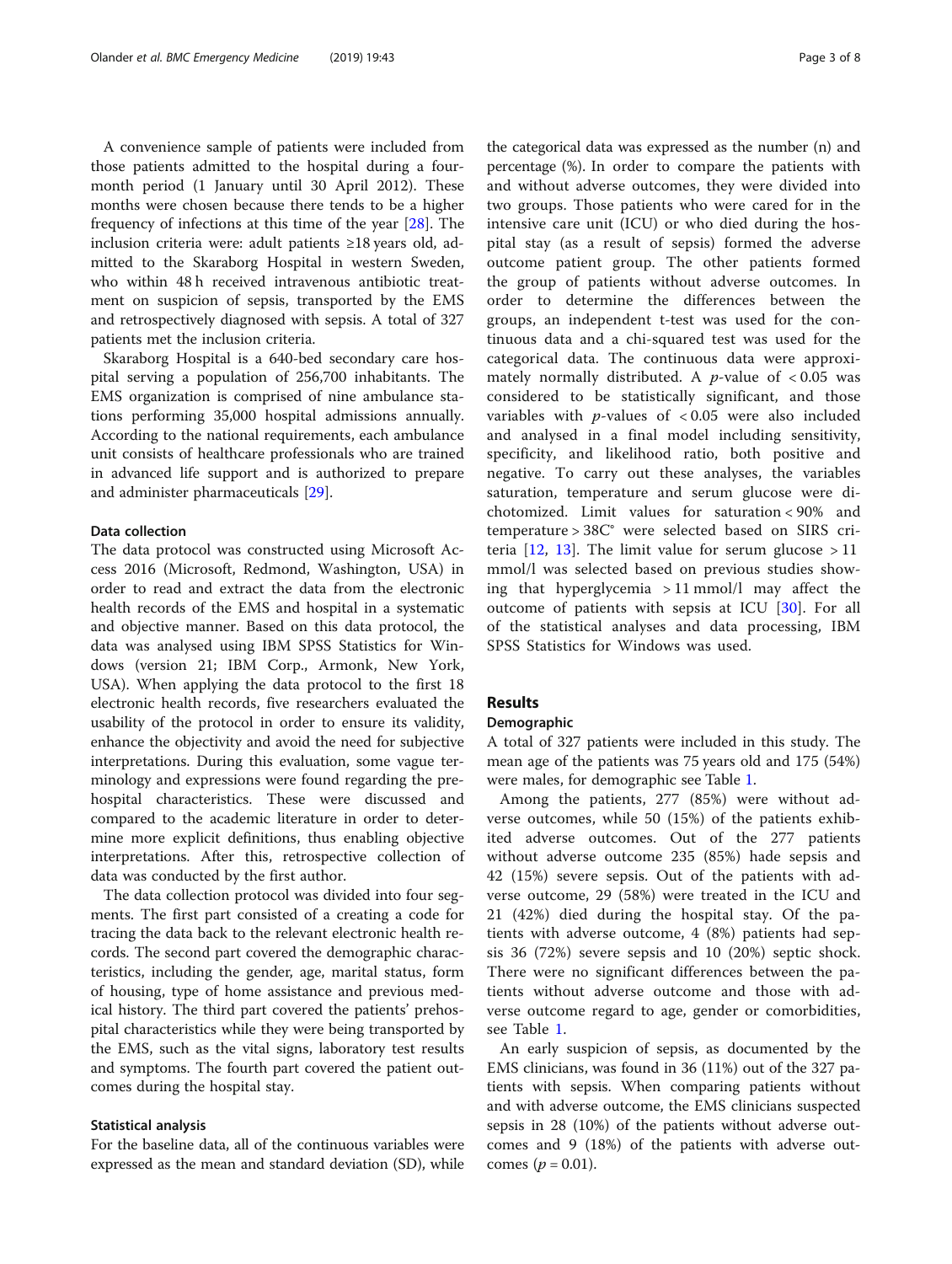A convenience sample of patients were included from those patients admitted to the hospital during a four-month period (1 January until 30 April 2012). These months were chosen because there tends to be a higher frequency of infections at this time of the year [28]. The inclusion criteria were: adult patients ≥18 years old, admitted to the Skaraborg Hospital in western Sweden, who within 48 h received intravenous antibiotic treatment on suspicion of sepsis, transported by the EMS and retrospectively diagnosed with sepsis. A total of 327 patients met the inclusion criteria.

Skaraborg Hospital is a 640-bed secondary care hospital serving a population of 256,700 inhabitants. The EMS organization is comprised of nine ambulance stations performing 35,000 hospital admissions annually. According to the national requirements, each ambulance unit consists of healthcare professionals who are trained in advanced life support and is authorized to prepare and administer pharmaceuticals [29].

### Data collection

The data protocol was constructed using Microsoft Access 2016 (Microsoft, Redmond, Washington, USA) in order to read and extract the data from the electronic health records of the EMS and hospital in a systematic and objective manner. Based on this data protocol, the data was analysed using IBM SPSS Statistics for Windows (version 21; IBM Corp., Armonk, New York, USA). When applying the data protocol to the first 18 electronic health records, five researchers evaluated the usability of the protocol in order to ensure its validity, enhance the objectivity and avoid the need for subjective interpretations. During this evaluation, some vague terminology and expressions were found regarding the prehospital characteristics. These were discussed and compared to the academic literature in order to determine more explicit definitions, thus enabling objective interpretations. After this, retrospective collection of data was conducted by the first author.

The data collection protocol was divided into four segments. The first part consisted of a creating a code for tracing the data back to the relevant electronic health records. The second part covered the demographic characteristics, including the gender, age, marital status, form of housing, type of home assistance and previous medical history. The third part covered the patients' prehospital characteristics while they were being transported by the EMS, such as the vital signs, laboratory test results and symptoms. The fourth part covered the patient outcomes during the hospital stay.

### Statistical analysis

For the baseline data, all of the continuous variables were expressed as the mean and standard deviation (SD), while the categorical data was expressed as the number (n) and percentage (%). In order to compare the patients with and without adverse outcomes, they were divided into two groups. Those patients who were cared for in the intensive care unit (ICU) or who died during the hospital stay (as a result of sepsis) formed the adverse outcome patient group. The other patients formed the group of patients without adverse outcomes. In order to determine the differences between the groups, an independent t-test was used for the continuous data and a chi-squared test was used for the categorical data. The continuous data were approximately normally distributed. A $p$-value of $< 0.05$ was considered to be statistically significant, and those variables with $p$-values of $< 0.05$ were also included and analysed in a final model including sensitivity, specificity, and likelihood ratio, both positive and negative. To carry out these analyses, the variables saturation, temperature and serum glucose were dichotomized. Limit values for saturation < 90% and temperature > 38C° were selected based on SIRS criteria [12, 13]. The limit value for serum glucose > 11 mmol/l was selected based on previous studies showing that hyperglycemia > 11 mmol/l may affect the outcome of patients with sepsis at ICU [30]. For all of the statistical analyses and data processing, IBM SPSS Statistics for Windows was used.

## Results

### Demographic

A total of 327 patients were included in this study. The mean age of the patients was 75 years old and 175 (54%) were males, for demographic see Table 1.

Among the patients, 277 (85%) were without adverse outcomes, while 50 (15%) of the patients exhibited adverse outcomes. Out of the 277 patients without adverse outcome 235 (85%) hade sepsis and 42 (15%) severe sepsis. Out of the patients with adverse outcome, 29 (58%) were treated in the ICU and 21 (42%) died during the hospital stay. Of the patients with adverse outcome, 4 (8%) patients had sepsis 36 (72%) severe sepsis and 10 (20%) septic shock. There were no significant differences between the patients without adverse outcome and those with adverse outcome regard to age, gender or comorbidities, see Table 1.

An early suspicion of sepsis, as documented by the EMS clinicians, was found in 36 (11%) out of the 327 patients with sepsis. When comparing patients without and with adverse outcome, the EMS clinicians suspected sepsis in 28 (10%) of the patients without adverse outcomes and 9 (18%) of the patients with adverse outcomes ($p = 0.01$).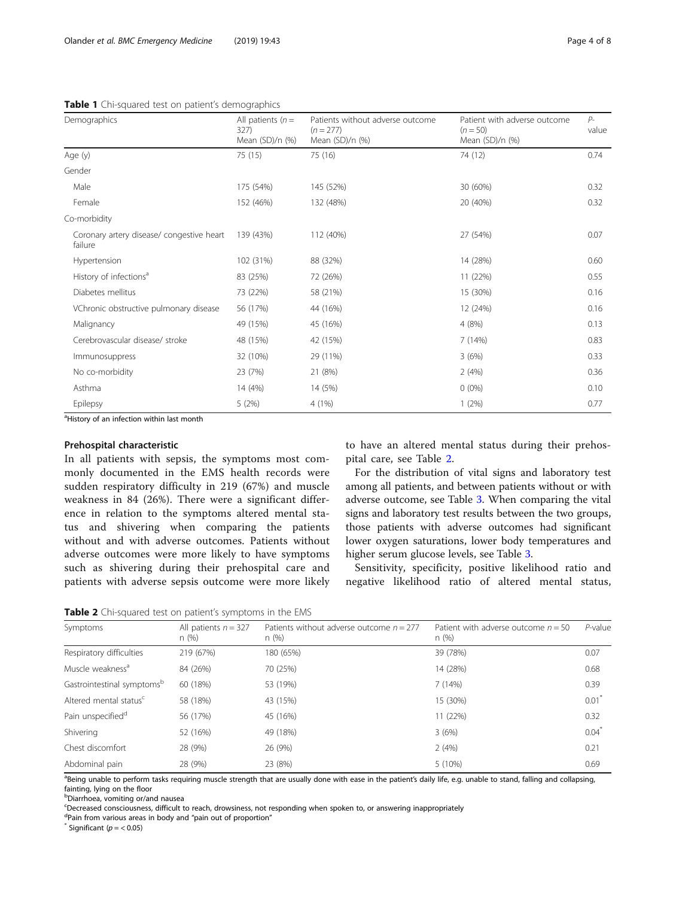**Table 1** Chi-squared test on patient's demographics

| Demographics | All patients ($n$ = 327) Mean (SD)/n (%) | Patients without adverse outcome ($n$ = 277) Mean (SD)/n (%) | Patient with adverse outcome ($n$ = 50) Mean (SD)/n (%) | P-value |
|---|---|---|---|---|
| Age (y) | 75 (15) | 75 (16) | 74 (12) | 0.74 |
| Gender | | | | |
| Male | 175 (54%) | 145 (52%) | 30 (60%) | 0.32 |
| Female | 152 (46%) | 132 (48%) | 20 (40%) | 0.32 |
| Co-morbidity | | | | |
| Coronary artery disease/ congestive heart failure | 139 (43%) | 112 (40%) | 27 (54%) | 0.07 |
| Hypertension | 102 (31%) | 88 (32%) | 14 (28%) | 0.60 |
| History of infections[a] | 83 (25%) | 72 (26%) | 11 (22%) | 0.55 |
| Diabetes mellitus | 73 (22%) | 58 (21%) | 15 (30%) | 0.16 |
| VChronic obstructive pulmonary disease | 56 (17%) | 44 (16%) | 12 (24%) | 0.16 |
| Malignancy | 49 (15%) | 45 (16%) | 4 (8%) | 0.13 |
| Cerebrovascular disease/ stroke | 48 (15%) | 42 (15%) | 7 (14%) | 0.83 |
| Immunosuppress | 32 (10%) | 29 (11%) | 3 (6%) | 0.33 |
| No co-morbidity | 23 (7%) | 21 (8%) | 2 (4%) | 0.36 |
| Asthma | 14 (4%) | 14 (5%) | 0 (0%) | 0.10 |
| Epilepsy | 5 (2%) | 4 (1%) | 1 (2%) | 0.77 |

[a]History of an infection within last month

### Prehospital characteristic

In all patients with sepsis, the symptoms most commonly documented in the EMS health records were sudden respiratory difficulty in 219 (67%) and muscle weakness in 84 (26%). There were a significant difference in relation to the symptoms altered mental status and shivering when comparing the patients without and with adverse outcomes. Patients without adverse outcomes were more likely to have symptoms such as shivering during their prehospital care and patients with adverse sepsis outcome were more likely to have an altered mental status during their prehospital care, see Table 2.

For the distribution of vital signs and laboratory test among all patients, and between patients without or with adverse outcome, see Table 3. When comparing the vital signs and laboratory test results between the two groups, those patients with adverse outcomes had significant lower oxygen saturations, lower body temperatures and higher serum glucose levels, see Table 3.

Sensitivity, specificity, positive likelihood ratio and negative likelihood ratio of altered mental status,

**Table 2** Chi-squared test on patient's symptoms in the EMS

| Symptoms | All patients $n$ = 327 n (%) | Patients without adverse outcome $n$ = 277 n (%) | Patient with adverse outcome $n$ = 50 n (%) | P-value |
|---|---|---|---|---|
| Respiratory difficulties | 219 (67%) | 180 (65%) | 39 (78%) | 0.07 |
| Muscle weakness[a] | 84 (26%) | 70 (25%) | 14 (28%) | 0.68 |
| Gastrointestinal symptoms[b] | 60 (18%) | 53 (19%) | 7 (14%) | 0.39 |
| Altered mental status[c] | 58 (18%) | 43 (15%) | 15 (30%) | 0.01* |
| Pain unspecified[d] | 56 (17%) | 45 (16%) | 11 (22%) | 0.32 |
| Shivering | 52 (16%) | 49 (18%) | 3 (6%) | 0.04* |
| Chest discomfort | 28 (9%) | 26 (9%) | 2 (4%) | 0.21 |
| Abdominal pain | 28 (9%) | 23 (8%) | 5 (10%) | 0.69 |

[a]Being unable to perform tasks requiring muscle strength that are usually done with ease in the patient's daily life, e.g. unable to stand, falling and collapsing, fainting, lying on the floor
[b]Diarrhoea, vomiting or/and nausea
[c]Decreased consciousness, difficult to reach, drowsiness, not responding when spoken to, or answering inappropriately
[d]Pain from various areas in body and "pain out of proportion"
* Significant ($p$ = < 0.05)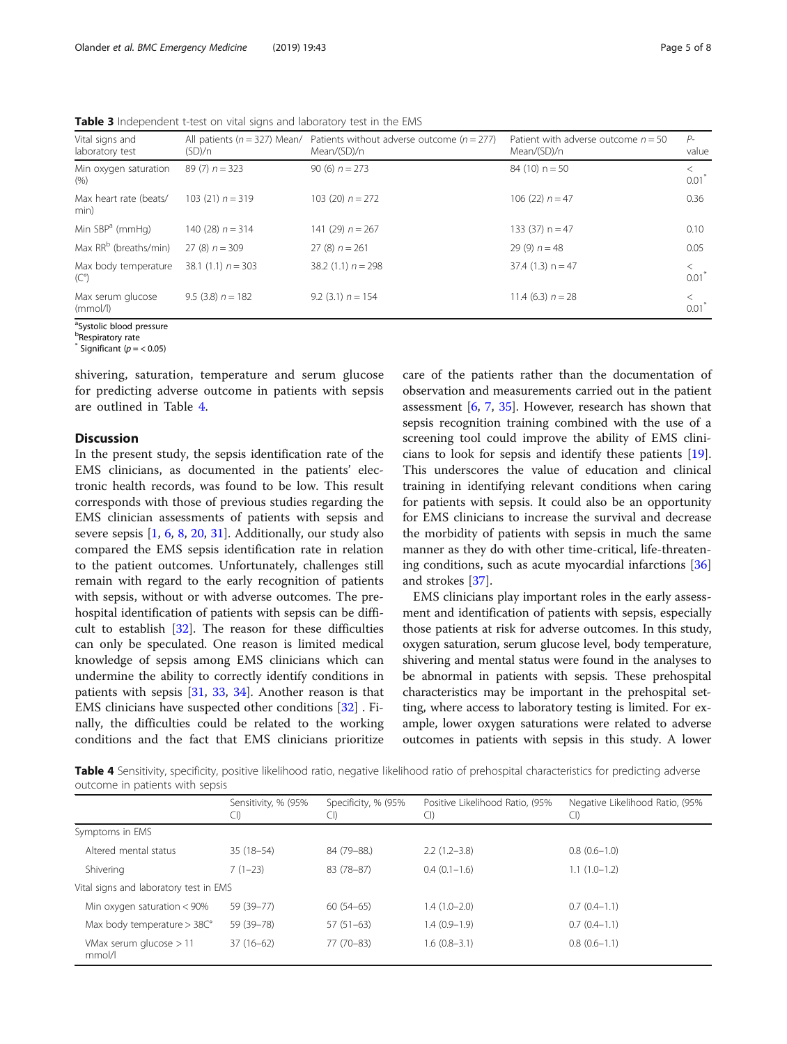**Table 3** Independent t-test on vital signs and laboratory test in the EMS

| Vital signs and laboratory test | All patients ($n = 327$) Mean/(SD)/n | Patients without adverse outcome ($n = 277$) Mean/(SD)/n | Patient with adverse outcome $n = 50$ Mean/(SD)/n | P-value |
|---|---|---|---|---|
| Min oxygen saturation (%) | 89 (7) $n = 323$ | 90 (6) $n = 273$ | 84 (10) n = 50 | < 0.01* |
| Max heart rate (beats/min) | 103 (21) $n = 319$ | 103 (20) $n = 272$ | 106 (22) $n = 47$ | 0.36 |
| Min SBP[a] (mmHg) | 140 (28) $n = 314$ | 141 (29) $n = 267$ | 133 (37) n = 47 | 0.10 |
| Max RR[b] (breaths/min) | 27 (8) $n = 309$ | 27 (8) $n = 261$ | 29 (9) $n = 48$ | 0.05 |
| Max body temperature (C°) | 38.1 (1.1) $n = 303$ | 38.2 (1.1) $n = 298$ | 37.4 (1.3) n = 47 | < 0.01* |
| Max serum glucose (mmol/l) | 9.5 (3.8) $n = 182$ | 9.2 (3.1) $n = 154$ | 11.4 (6.3) $n = 28$ | < 0.01* |

[a]Systolic blood pressure
[b]Respiratory rate
* Significant ($p = < 0.05$)

shivering, saturation, temperature and serum glucose for predicting adverse outcome in patients with sepsis are outlined in Table 4.

## Discussion

In the present study, the sepsis identification rate of the EMS clinicians, as documented in the patients' electronic health records, was found to be low. This result corresponds with those of previous studies regarding the EMS clinician assessments of patients with sepsis and severe sepsis [1, 6, 8, 20, 31]. Additionally, our study also compared the EMS sepsis identification rate in relation to the patient outcomes. Unfortunately, challenges still remain with regard to the early recognition of patients with sepsis, without or with adverse outcomes. The prehospital identification of patients with sepsis can be difficult to establish [32]. The reason for these difficulties can only be speculated. One reason is limited medical knowledge of sepsis among EMS clinicians which can undermine the ability to correctly identify conditions in patients with sepsis [31, 33, 34]. Another reason is that EMS clinicians have suspected other conditions [32] . Finally, the difficulties could be related to the working conditions and the fact that EMS clinicians prioritize care of the patients rather than the documentation of observation and measurements carried out in the patient assessment [6, 7, 35]. However, research has shown that sepsis recognition training combined with the use of a screening tool could improve the ability of EMS clinicians to look for sepsis and identify these patients [19]. This underscores the value of education and clinical training in identifying relevant conditions when caring for patients with sepsis. It could also be an opportunity for EMS clinicians to increase the survival and decrease the morbidity of patients with sepsis in much the same manner as they do with other time-critical, life-threatening conditions, such as acute myocardial infarctions [36] and strokes [37].

EMS clinicians play important roles in the early assessment and identification of patients with sepsis, especially those patients at risk for adverse outcomes. In this study, oxygen saturation, serum glucose level, body temperature, shivering and mental status were found in the analyses to be abnormal in patients with sepsis. These prehospital characteristics may be important in the prehospital setting, where access to laboratory testing is limited. For example, lower oxygen saturations were related to adverse outcomes in patients with sepsis in this study. A lower

**Table 4** Sensitivity, specificity, positive likelihood ratio, negative likelihood ratio of prehospital characteristics for predicting adverse outcome in patients with sepsis

| | Sensitivity, % (95% CI) | Specificity, % (95% CI) | Positive Likelihood Ratio, (95% CI) | Negative Likelihood Ratio, (95% CI) |
|---|---|---|---|---|
| Symptoms in EMS | | | | |
| Altered mental status | 35 (18–54) | 84 (79–88.) | 2.2 (1.2–3.8) | 0.8 (0.6–1.0) |
| Shivering | 7 (1–23) | 83 (78–87) | 0.4 (0.1–1.6) | 1.1 (1.0–1.2) |
| Vital signs and laboratory test in EMS | | | | |
| Min oxygen saturation < 90% | 59 (39–77) | 60 (54–65) | 1.4 (1.0–2.0) | 0.7 (0.4–1.1) |
| Max body temperature > 38C° | 59 (39–78) | 57 (51–63) | 1.4 (0.9–1.9) | 0.7 (0.4–1.1) |
| VMax serum glucose > 11 mmol/l | 37 (16–62) | 77 (70–83) | 1.6 (0.8–3.1) | 0.8 (0.6–1.1) |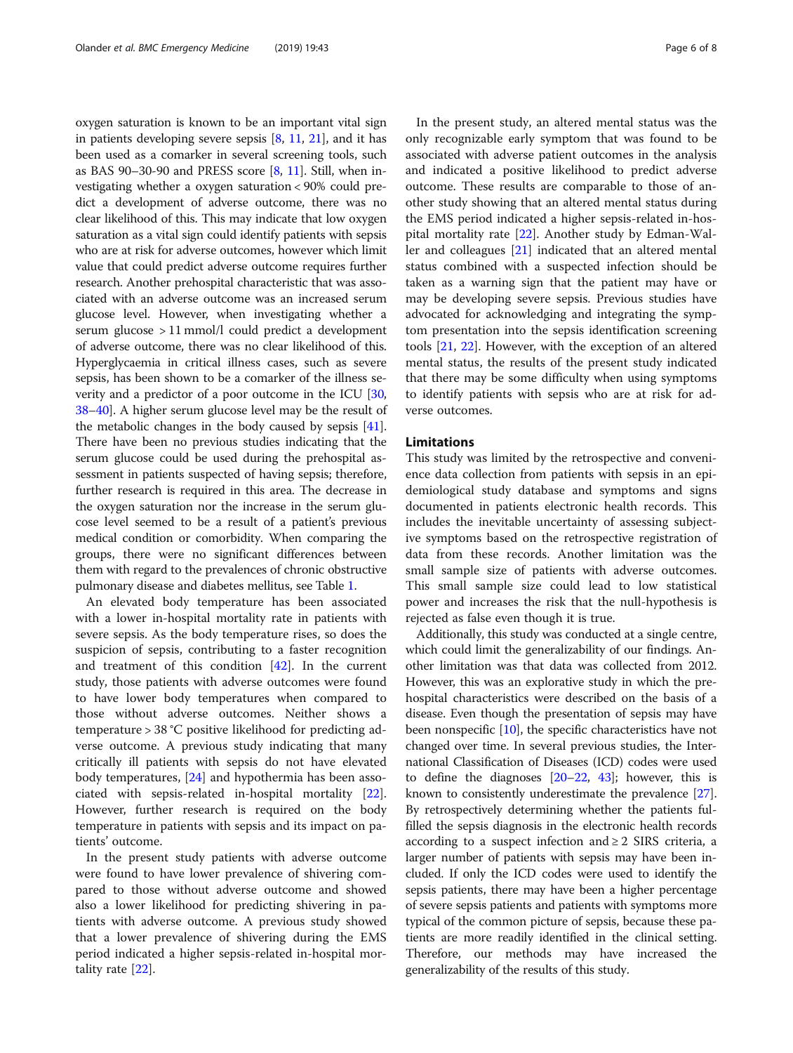oxygen saturation is known to be an important vital sign in patients developing severe sepsis [8, 11, 21], and it has been used as a comarker in several screening tools, such as BAS 90–30-90 and PRESS score [8, 11]. Still, when investigating whether a oxygen saturation < 90% could predict a development of adverse outcome, there was no clear likelihood of this. This may indicate that low oxygen saturation as a vital sign could identify patients with sepsis who are at risk for adverse outcomes, however which limit value that could predict adverse outcome requires further research. Another prehospital characteristic that was associated with an adverse outcome was an increased serum glucose level. However, when investigating whether a serum glucose > 11 mmol/l could predict a development of adverse outcome, there was no clear likelihood of this. Hyperglycaemia in critical illness cases, such as severe sepsis, has been shown to be a comarker of the illness severity and a predictor of a poor outcome in the ICU [30, 38–40]. A higher serum glucose level may be the result of the metabolic changes in the body caused by sepsis [41]. There have been no previous studies indicating that the serum glucose could be used during the prehospital assessment in patients suspected of having sepsis; therefore, further research is required in this area. The decrease in the oxygen saturation nor the increase in the serum glucose level seemed to be a result of a patient's previous medical condition or comorbidity. When comparing the groups, there were no significant differences between them with regard to the prevalences of chronic obstructive pulmonary disease and diabetes mellitus, see Table 1.

An elevated body temperature has been associated with a lower in-hospital mortality rate in patients with severe sepsis. As the body temperature rises, so does the suspicion of sepsis, contributing to a faster recognition and treatment of this condition [42]. In the current study, those patients with adverse outcomes were found to have lower body temperatures when compared to those without adverse outcomes. Neither shows a temperature > 38 °C positive likelihood for predicting adverse outcome. A previous study indicating that many critically ill patients with sepsis do not have elevated body temperatures, [24] and hypothermia has been associated with sepsis-related in-hospital mortality [22]. However, further research is required on the body temperature in patients with sepsis and its impact on patients' outcome.

In the present study patients with adverse outcome were found to have lower prevalence of shivering compared to those without adverse outcome and showed also a lower likelihood for predicting shivering in patients with adverse outcome. A previous study showed that a lower prevalence of shivering during the EMS period indicated a higher sepsis-related in-hospital mortality rate [22].

In the present study, an altered mental status was the only recognizable early symptom that was found to be associated with adverse patient outcomes in the analysis and indicated a positive likelihood to predict adverse outcome. These results are comparable to those of another study showing that an altered mental status during the EMS period indicated a higher sepsis-related in-hospital mortality rate [22]. Another study by Edman-Waller and colleagues [21] indicated that an altered mental status combined with a suspected infection should be taken as a warning sign that the patient may have or may be developing severe sepsis. Previous studies have advocated for acknowledging and integrating the symptom presentation into the sepsis identification screening tools [21, 22]. However, with the exception of an altered mental status, the results of the present study indicated that there may be some difficulty when using symptoms to identify patients with sepsis who are at risk for adverse outcomes.

## Limitations

This study was limited by the retrospective and convenience data collection from patients with sepsis in an epidemiological study database and symptoms and signs documented in patients electronic health records. This includes the inevitable uncertainty of assessing subjective symptoms based on the retrospective registration of data from these records. Another limitation was the small sample size of patients with adverse outcomes. This small sample size could lead to low statistical power and increases the risk that the null-hypothesis is rejected as false even though it is true.

Additionally, this study was conducted at a single centre, which could limit the generalizability of our findings. Another limitation was that data was collected from 2012. However, this was an explorative study in which the prehospital characteristics were described on the basis of a disease. Even though the presentation of sepsis may have been nonspecific [10], the specific characteristics have not changed over time. In several previous studies, the International Classification of Diseases (ICD) codes were used to define the diagnoses [20–22, 43]; however, this is known to consistently underestimate the prevalence [27]. By retrospectively determining whether the patients fulfilled the sepsis diagnosis in the electronic health records according to a suspect infection and ≥ 2 SIRS criteria, a larger number of patients with sepsis may have been included. If only the ICD codes were used to identify the sepsis patients, there may have been a higher percentage of severe sepsis patients and patients with symptoms more typical of the common picture of sepsis, because these patients are more readily identified in the clinical setting. Therefore, our methods may have increased the generalizability of the results of this study.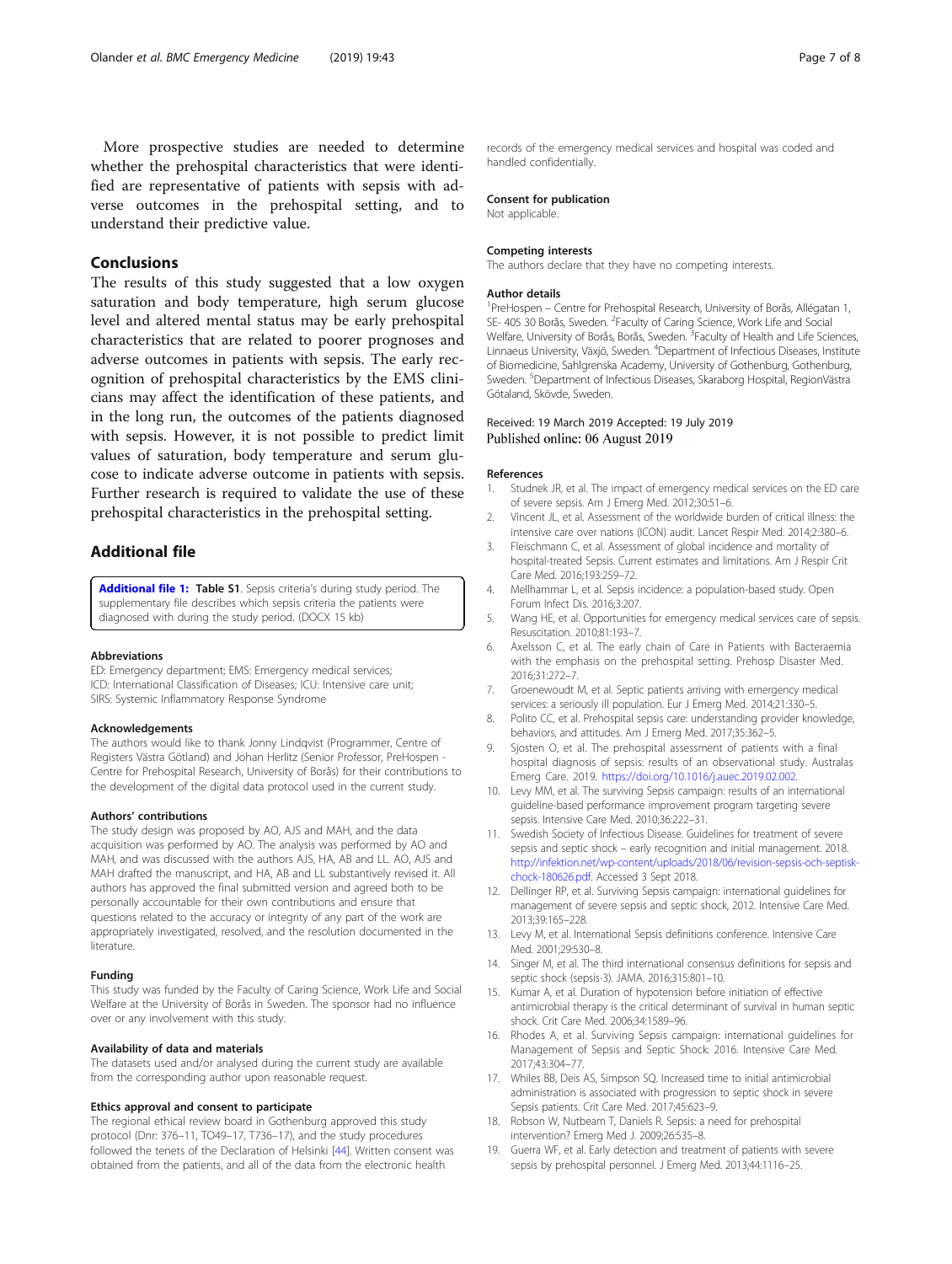More prospective studies are needed to determine whether the prehospital characteristics that were identified are representative of patients with sepsis with adverse outcomes in the prehospital setting, and to understand their predictive value.

## Conclusions

The results of this study suggested that a low oxygen saturation and body temperature, high serum glucose level and altered mental status may be early prehospital characteristics that are related to poorer prognoses and adverse outcomes in patients with sepsis. The early recognition of prehospital characteristics by the EMS clinicians may affect the identification of these patients, and in the long run, the outcomes of the patients diagnosed with sepsis. However, it is not possible to predict limit values of saturation, body temperature and serum glucose to indicate adverse outcome in patients with sepsis. Further research is required to validate the use of these prehospital characteristics in the prehospital setting.

## Additional file

**Additional file 1: Table S1**. Sepsis criteria's during study period. The supplementary file describes which sepsis criteria the patients were diagnosed with during the study period. (DOCX 15 kb)

### Abbreviations

ED: Emergency department; EMS: Emergency medical services; ICD: International Classification of Diseases; ICU: Intensive care unit; SIRS: Systemic Inflammatory Response Syndrome

### Acknowledgements

The authors would like to thank Jonny Lindqvist (Programmer, Centre of Registers Västra Götland) and Johan Herlitz (Senior Professor, PreHospen - Centre for Prehospital Research, University of Borås) for their contributions to the development of the digital data protocol used in the current study.

### Authors' contributions

The study design was proposed by AO, AJS and MAH, and the data acquisition was performed by AO. The analysis was performed by AO and MAH, and was discussed with the authors AJS, HA, AB and LL. AO, AJS and MAH drafted the manuscript, and HA, AB and LL substantively revised it. All authors has approved the final submitted version and agreed both to be personally accountable for their own contributions and ensure that questions related to the accuracy or integrity of any part of the work are appropriately investigated, resolved, and the resolution documented in the literature.

### Funding

This study was funded by the Faculty of Caring Science, Work Life and Social Welfare at the University of Borås in Sweden. The sponsor had no influence over or any involvement with this study.

### Availability of data and materials

The datasets used and/or analysed during the current study are available from the corresponding author upon reasonable request.

### Ethics approval and consent to participate

The regional ethical review board in Gothenburg approved this study protocol (Dnr: 376–11, TO49–17, T736–17), and the study procedures followed the tenets of the Declaration of Helsinki [44]. Written consent was obtained from the patients, and all of the data from the electronic health records of the emergency medical services and hospital was coded and handled confidentially.

### Consent for publication

Not applicable.

### Competing interests

The authors declare that they have no competing interests.

### Author details

[1]PreHospen – Centre for Prehospital Research, University of Borås, Allégatan 1, SE- 405 30 Borås, Sweden. [2]Faculty of Caring Science, Work Life and Social Welfare, University of Borås, Borås, Sweden. [3]Faculty of Health and Life Sciences, Linnaeus University, Växjö, Sweden. [4]Department of Infectious Diseases, Institute of Biomedicine, Sahlgrenska Academy, University of Gothenburg, Gothenburg, Sweden. [5]Department of Infectious Diseases, Skaraborg Hospital, RegionVästra Götaland, Skövde, Sweden.

Received: 19 March 2019 Accepted: 19 July 2019
Published online: 06 August 2019

### References

1. Studnek JR, et al. The impact of emergency medical services on the ED care of severe sepsis. Am J Emerg Med. 2012;30:51–6.
2. Vincent JL, et al. Assessment of the worldwide burden of critical illness: the intensive care over nations (ICON) audit. Lancet Respir Med. 2014;2:380–6.
3. Fleischmann C, et al. Assessment of global incidence and mortality of hospital-treated Sepsis. Current estimates and limitations. Am J Respir Crit Care Med. 2016;193:259–72.
4. Mellhammar L, et al. Sepsis incidence: a population-based study. Open Forum Infect Dis. 2016;3:207.
5. Wang HE, et al. Opportunities for emergency medical services care of sepsis. Resuscitation. 2010;81:193–7.
6. Axelsson C, et al. The early chain of Care in Patients with Bacteraemia with the emphasis on the prehospital setting. Prehosp Disaster Med. 2016;31:272–7.
7. Groenewoudt M, et al. Septic patients arriving with emergency medical services: a seriously ill population. Eur J Emerg Med. 2014;21:330–5.
8. Polito CC, et al. Prehospital sepsis care: understanding provider knowledge, behaviors, and attitudes. Am J Emerg Med. 2017;35:362–5.
9. Sjosten O, et al. The prehospital assessment of patients with a final hospital diagnosis of sepsis: results of an observational study. Australas Emerg Care. 2019. https://doi.org/10.1016/j.auec.2019.02.002.
10. Levy MM, et al. The surviving Sepsis campaign: results of an international guideline-based performance improvement program targeting severe sepsis. Intensive Care Med. 2010;36:222–31.
11. Swedish Society of Infectious Disease. Guidelines for treatment of severe sepsis and septic shock – early recognition and initial management. 2018. http://infektion.net/wp-content/uploads/2018/06/revision-sepsis-och-septisk-chock-180626.pdf. Accessed 3 Sept 2018.
12. Dellinger RP, et al. Surviving Sepsis campaign: international guidelines for management of severe sepsis and septic shock, 2012. Intensive Care Med. 2013;39:165–228.
13. Levy M, et al. International Sepsis definitions conference. Intensive Care Med. 2001;29:530–8.
14. Singer M, et al. The third international consensus definitions for sepsis and septic shock (sepsis-3). JAMA. 2016;315:801–10.
15. Kumar A, et al. Duration of hypotension before initiation of effective antimicrobial therapy is the critical determinant of survival in human septic shock. Crit Care Med. 2006;34:1589–96.
16. Rhodes A, et al. Surviving Sepsis campaign: international guidelines for Management of Sepsis and Septic Shock: 2016. Intensive Care Med. 2017;43:304–77.
17. Whiles BB, Deis AS, Simpson SQ. Increased time to initial antimicrobial administration is associated with progression to septic shock in severe Sepsis patients. Crit Care Med. 2017;45:623–9.
18. Robson W, Nutbeam T, Daniels R. Sepsis: a need for prehospital intervention? Emerg Med J. 2009;26:535–8.
19. Guerra WF, et al. Early detection and treatment of patients with severe sepsis by prehospital personnel. J Emerg Med. 2013;44:1116–25.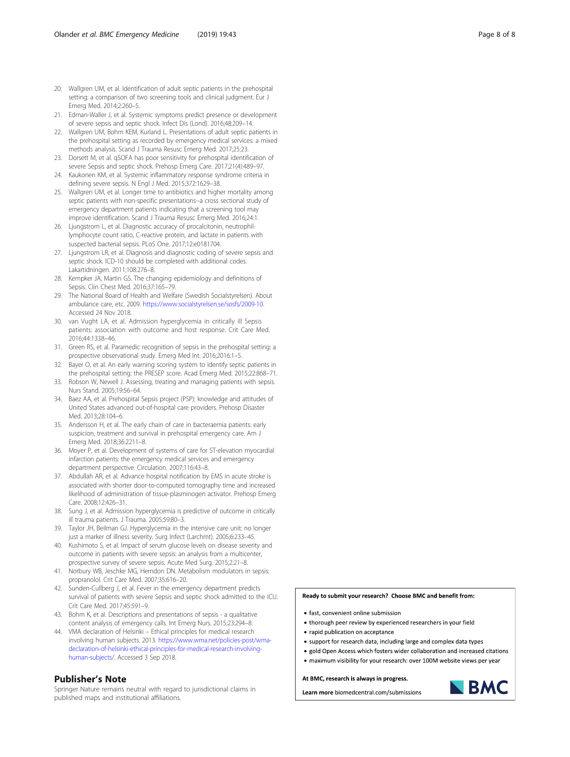20. Wallgren UM, et al. Identification of adult septic patients in the prehospital setting: a comparison of two screening tools and clinical judgment. Eur J Emerg Med. 2014;2:260–5.
21. Edman-Waller J, et al. Systemic symptoms predict presence or development of severe sepsis and septic shock. Infect Dis (Lond). 2016;48:209–14.
22. Wallgren UM, Bohm KEM, Kurland L. Presentations of adult septic patients in the prehospital setting as recorded by emergency medical services: a mixed methods analysis. Scand J Trauma Resusc Emerg Med. 2017;25:23.
23. Dorsett M, et al. qSOFA has poor sensitivity for prehospital identification of severe Sepsis and septic shock. Prehosp Emerg Care. 2017;21(4):489–97.
24. Kaukonen KM, et al. Systemic inflammatory response syndrome criteria in defining severe sepsis. N Engl J Med. 2015;372:1629–38.
25. Wallgren UM, et al. Longer time to antibiotics and higher mortality among septic patients with non-specific presentations--a cross sectional study of emergency department patients indicating that a screening tool may improve identification. Scand J Trauma Resusc Emerg Med. 2016;24:1.
26. Ljungstrom L, et al. Diagnostic accuracy of procalcitonin, neutrophil-lymphocyte count ratio, C-reactive protein, and lactate in patients with suspected bacterial sepsis. PLoS One. 2017;12:e0181704.
27. Ljungstrom LR, et al. Diagnosis and diagnostic coding of severe sepsis and septic shock. ICD-10 should be completed with additional codes. Lakartidningen. 2011;108:276–8.
28. Kempker JA, Martin GS. The changing epidemiology and definitions of Sepsis. Clin Chest Med. 2016;37:165–79.
29. The National Board of Health and Welfare (Swedish Socialstyrelsen). About ambulance care, etc. 2009. https://www.socialstyrelsen.se/sosfs/2009-10. Accessed 24 Nov 2018.
30. van Vught LA, et al. Admission hyperglycemia in critically ill Sepsis patients: association with outcome and host response. Crit Care Med. 2016;44:1338–46.
31. Green RS, et al. Paramedic recognition of sepsis in the prehospital setting: a prospective observational study. Emerg Med Int. 2016;2016:1–5.
32. Bayer O, et al. An early warning scoring system to identify septic patients in the prehospital setting: the PRESEP score. Acad Emerg Med. 2015;22:868–71.
33. Robson W, Newell J. Assessing, treating and managing patients with sepsis. Nurs Stand. 2005;19:56–64.
34. Baez AA, et al. Prehospital Sepsis project (PSP): knowledge and attitudes of United States advanced out-of-hospital care providers. Prehosp Disaster Med. 2013;28:104–6.
35. Andersson H, et al. The early chain of care in bacteraemia patients: early suspicion, treatment and survival in prehospital emergency care. Am J Emerg Med. 2018;36:2211–8.
36. Moyer P, et al. Development of systems of care for ST-elevation myocardial infarction patients: the emergency medical services and emergency department perspective. Circulation. 2007;116:43–8.
37. Abdullah AR, et al. Advance hospital notification by EMS in acute stroke is associated with shorter door-to-computed tomography time and increased likelihood of administration of tissue-plasminogen activator. Prehosp Emerg Care. 2008;12:426–31.
38. Sung J, et al. Admission hyperglycemia is predictive of outcome in critically ill trauma patients. J Trauma. 2005;59:80–3.
39. Taylor JH, Beilman GJ. Hyperglycemia in the intensive care unit: no longer just a marker of illness severity. Surg Infect (Larchmt). 2005;6:233–45.
40. Kushimoto S, et al. Impact of serum glucose levels on disease severity and outcome in patients with severe sepsis: an analysis from a multicenter, prospective survey of severe sepsis. Acute Med Surg. 2015;2:21–8.
41. Norbury WB, Jeschke MG, Herndon DN. Metabolism modulators in sepsis: propranolol. Crit Care Med. 2007;35:616–20.
42. Sunden-Cullberg J, et al. Fever in the emergency department predicts survival of patients with severe Sepsis and septic shock admitted to the ICU. Crit Care Med. 2017;45:591–9.
43. Bohm K, et al. Descriptions and presentations of sepsis - a qualitative content analysis of emergency calls. Int Emerg Nurs. 2015;23:294–8.
44. VMA declaration of Helsinki – Ethical principles for medical research involving human subjects. 2013. https://www.wma.net/policies-post/wma-declaration-of-helsinki-ethical-principles-for-medical-research-involving-human-subjects/. Accessed 3 Sep 2018.

## Publisher's Note

Springer Nature remains neutral with regard to jurisdictional claims in published maps and institutional affiliations.

**Ready to submit your research? Choose BMC and benefit from:**

- fast, convenient online submission
- thorough peer review by experienced researchers in your field
- rapid publication on acceptance
- support for research data, including large and complex data types
- gold Open Access which fosters wider collaboration and increased citations
- maximum visibility for your research: over 100M website views per year

**At BMC, research is always in progress.**

**Learn more** biomedcentral.com/submissions

BMC